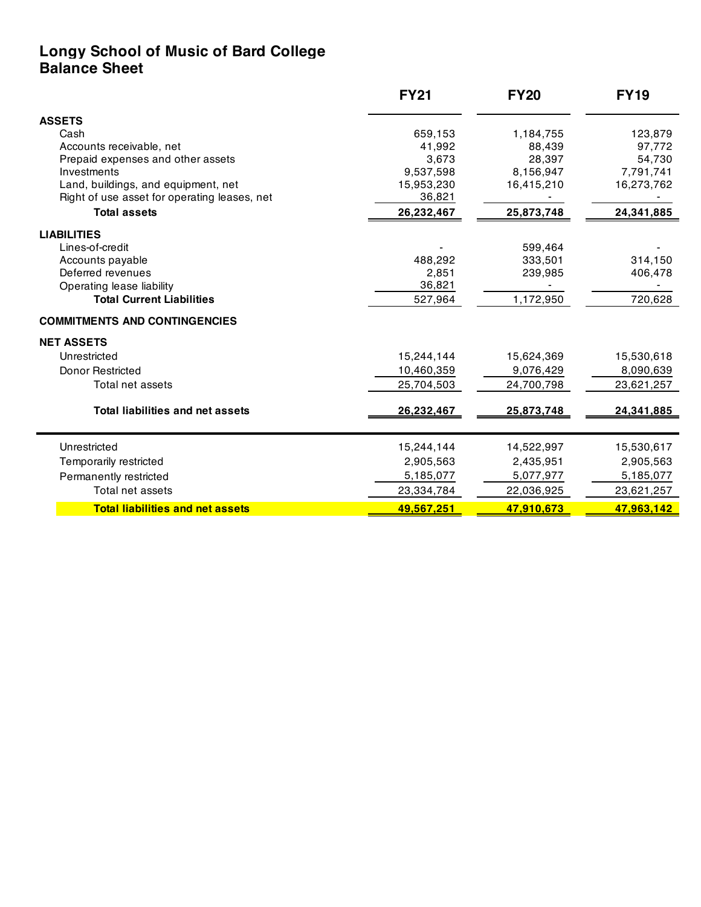# Longy School of Music of Bard College
## Balance Sheet

| | FY21 | FY20 | FY19 |
|---|---|---|---|
| **ASSETS** | | | |
| Cash | 659,153 | 1,184,755 | 123,879 |
| Accounts receivable, net | 41,992 | 88,439 | 97,772 |
| Prepaid expenses and other assets | 3,673 | 28,397 | 54,730 |
| Investments | 9,537,598 | 8,156,947 | 7,791,741 |
| Land, buildings, and equipment, net | 15,953,230 | 16,415,210 | 16,273,762 |
| Right of use asset for operating leases, net | 36,821 | - | - |
| **Total assets** | **26,232,467** | **25,873,748** | **24,341,885** |
| **LIABILITIES** | | | |
| Lines-of-credit | - | 599,464 | - |
| Accounts payable | 488,292 | 333,501 | 314,150 |
| Deferred revenues | 2,851 | 239,985 | 406,478 |
| Operating lease liability | 36,821 | - | - |
| **Total Current Liabilities** | 527,964 | 1,172,950 | 720,628 |
| **COMMITMENTS AND CONTINGENCIES** | | | |
| **NET ASSETS** | | | |
| Unrestricted | 15,244,144 | 15,624,369 | 15,530,618 |
| Donor Restricted | 10,460,359 | 9,076,429 | 8,090,639 |
| Total net assets | 25,704,503 | 24,700,798 | 23,621,257 |
| **Total liabilities and net assets** | **26,232,467** | **25,873,748** | **24,341,885** |

| | FY21 | FY20 | FY19 |
|---|---|---|---|
| Unrestricted | 15,244,144 | 14,522,997 | 15,530,617 |
| Temporarily restricted | 2,905,563 | 2,435,951 | 2,905,563 |
| Permanently restricted | 5,185,077 | 5,077,977 | 5,185,077 |
| Total net assets | 23,334,784 | 22,036,925 | 23,621,257 |
| **Total liabilities and net assets** | **49,567,251** | **47,910,673** | **47,963,142** |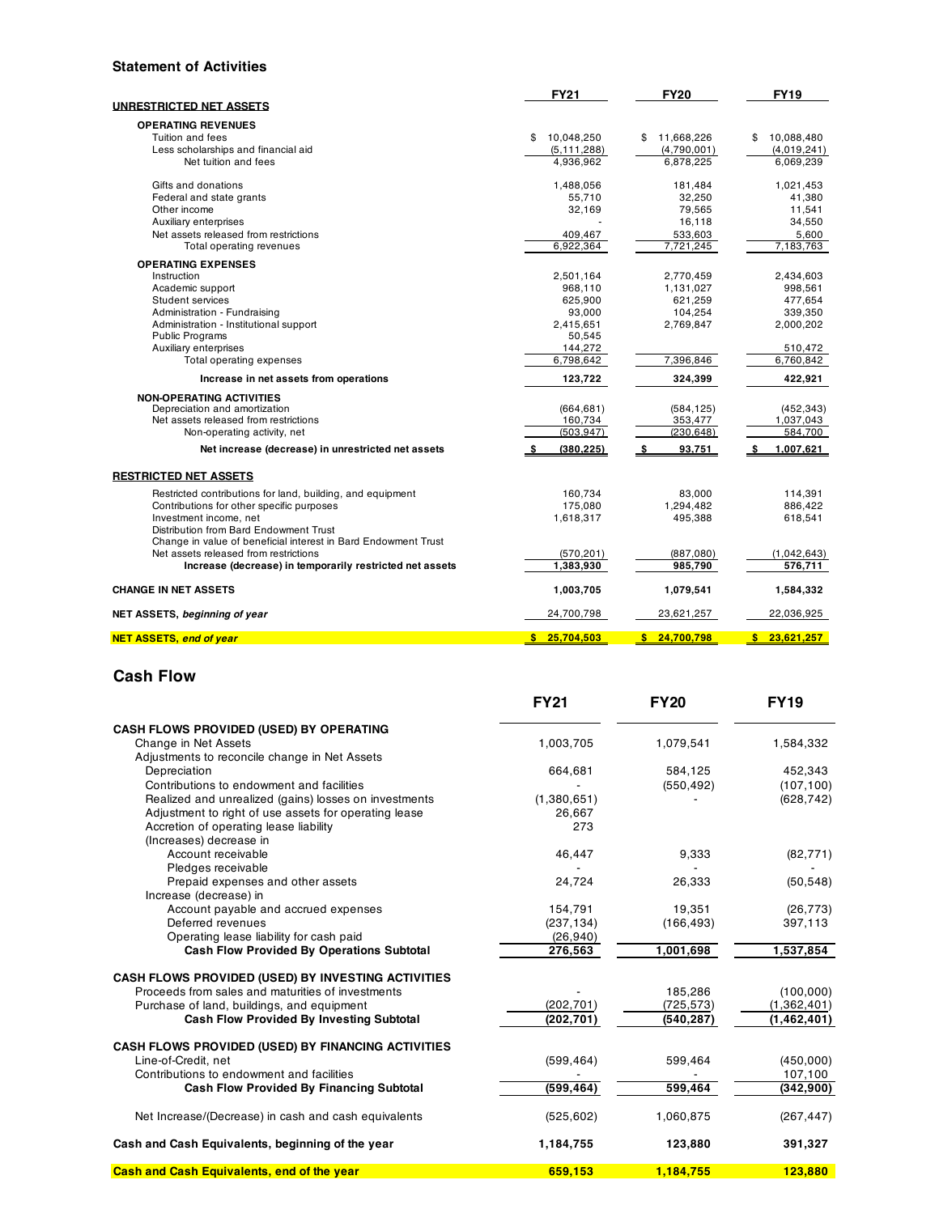### Statement of Activities

| | FY21 | FY20 | FY19 |
|---|---|---|---|
| **UNRESTRICTED NET ASSETS** | | | |
| **OPERATING REVENUES** | | | |
| Tuition and fees | $ 10,048,250 | $ 11,668,226 | $ 10,088,480 |
| Less scholarships and financial aid | (5,111,288) | (4,790,001) | (4,019,241) |
| Net tuition and fees | 4,936,962 | 6,878,225 | 6,069,239 |
| Gifts and donations | 1,488,056 | 181,484 | 1,021,453 |
| Federal and state grants | 55,710 | 32,250 | 41,380 |
| Other income | 32,169 | 79,565 | 11,541 |
| Auxiliary enterprises | - | 16,118 | 34,550 |
| Net assets released from restrictions | 409,467 | 533,603 | 5,600 |
| Total operating revenues | 6,922,364 | 7,721,245 | 7,183,763 |
| **OPERATING EXPENSES** | | | |
| Instruction | 2,501,164 | 2,770,459 | 2,434,603 |
| Academic support | 968,110 | 1,131,027 | 998,561 |
| Student services | 625,900 | 621,259 | 477,654 |
| Administration - Fundraising | 93,000 | 104,254 | 339,350 |
| Administration - Institutional support | 2,415,651 | 2,769,847 | 2,000,202 |
| Public Programs | 50,545 | | |
| Auxiliary enterprises | 144,272 | | 510,472 |
| Total operating expenses | 6,798,642 | 7,396,846 | 6,760,842 |
| **Increase in net assets from operations** | **123,722** | **324,399** | **422,921** |
| **NON-OPERATING ACTIVITIES** | | | |
| Depreciation and amortization | (664,681) | (584,125) | (452,343) |
| Net assets released from restrictions | 160,734 | 353,477 | 1,037,043 |
| Non-operating activity, net | (503,947) | (230,648) | 584,700 |
| **Net increase (decrease) in unrestricted net assets** | **$ (380,225)** | **$ 93,751** | **$ 1,007,621** |
| **RESTRICTED NET ASSETS** | | | |
| Restricted contributions for land, building, and equipment | 160,734 | 83,000 | 114,391 |
| Contributions for other specific purposes | 175,080 | 1,294,482 | 886,422 |
| Investment income, net | 1,618,317 | 495,388 | 618,541 |
| Distribution from Bard Endowment Trust | | | |
| Change in value of beneficial interest in Bard Endowment Trust | | | |
| Net assets released from restrictions | (570,201) | (887,080) | (1,042,643) |
| **Increase (decrease) in temporarily restricted net assets** | **1,383,930** | **985,790** | **576,711** |
| **CHANGE IN NET ASSETS** | **1,003,705** | **1,079,541** | **1,584,332** |
| ***NET ASSETS, beginning of year*** | 24,700,798 | 23,621,257 | 22,036,925 |
| ***NET ASSETS, end of year*** | **$ 25,704,503** | **$ 24,700,798** | **$ 23,621,257** |

## Cash Flow

| | FY21 | FY20 | FY19 |
|---|---|---|---|
| **CASH FLOWS PROVIDED (USED) BY OPERATING** | | | |
| Change in Net Assets | 1,003,705 | 1,079,541 | 1,584,332 |
| Adjustments to reconcile change in Net Assets | | | |
| Depreciation | 664,681 | 584,125 | 452,343 |
| Contributions to endowment and facilities | - | (550,492) | (107,100) |
| Realized and unrealized (gains) losses on investments | (1,380,651) | - | (628,742) |
| Adjustment to right of use assets for operating lease | 26,667 | | |
| Accretion of operating lease liability | 273 | | |
| (Increases) decrease in | | | |
| Account receivable | 46,447 | 9,333 | (82,771) |
| Pledges receivable | - | - | - |
| Prepaid expenses and other assets | 24,724 | 26,333 | (50,548) |
| Increase (decrease) in | | | |
| Account payable and accrued expenses | 154,791 | 19,351 | (26,773) |
| Deferred revenues | (237,134) | (166,493) | 397,113 |
| Operating lease liability for cash paid | (26,940) | | |
| **Cash Flow Provided By Operations Subtotal** | **276,563** | **1,001,698** | **1,537,854** |
| **CASH FLOWS PROVIDED (USED) BY INVESTING ACTIVITIES** | | | |
| Proceeds from sales and maturities of investments | - | 185,286 | (100,000) |
| Purchase of land, buildings, and equipment | (202,701) | (725,573) | (1,362,401) |
| **Cash Flow Provided By Investing Subtotal** | **(202,701)** | **(540,287)** | **(1,462,401)** |
| **CASH FLOWS PROVIDED (USED) BY FINANCING ACTIVITIES** | | | |
| Line-of-Credit, net | (599,464) | 599,464 | (450,000) |
| Contributions to endowment and facilities | - | - | 107,100 |
| **Cash Flow Provided By Financing Subtotal** | **(599,464)** | **599,464** | **(342,900)** |
| Net Increase/(Decrease) in cash and cash equivalents | (525,602) | 1,060,875 | (267,447) |
| **Cash and Cash Equivalents, beginning of the year** | **1,184,755** | **123,880** | **391,327** |
| **Cash and Cash Equivalents, end of the year** | **659,153** | **1,184,755** | **123,880** |